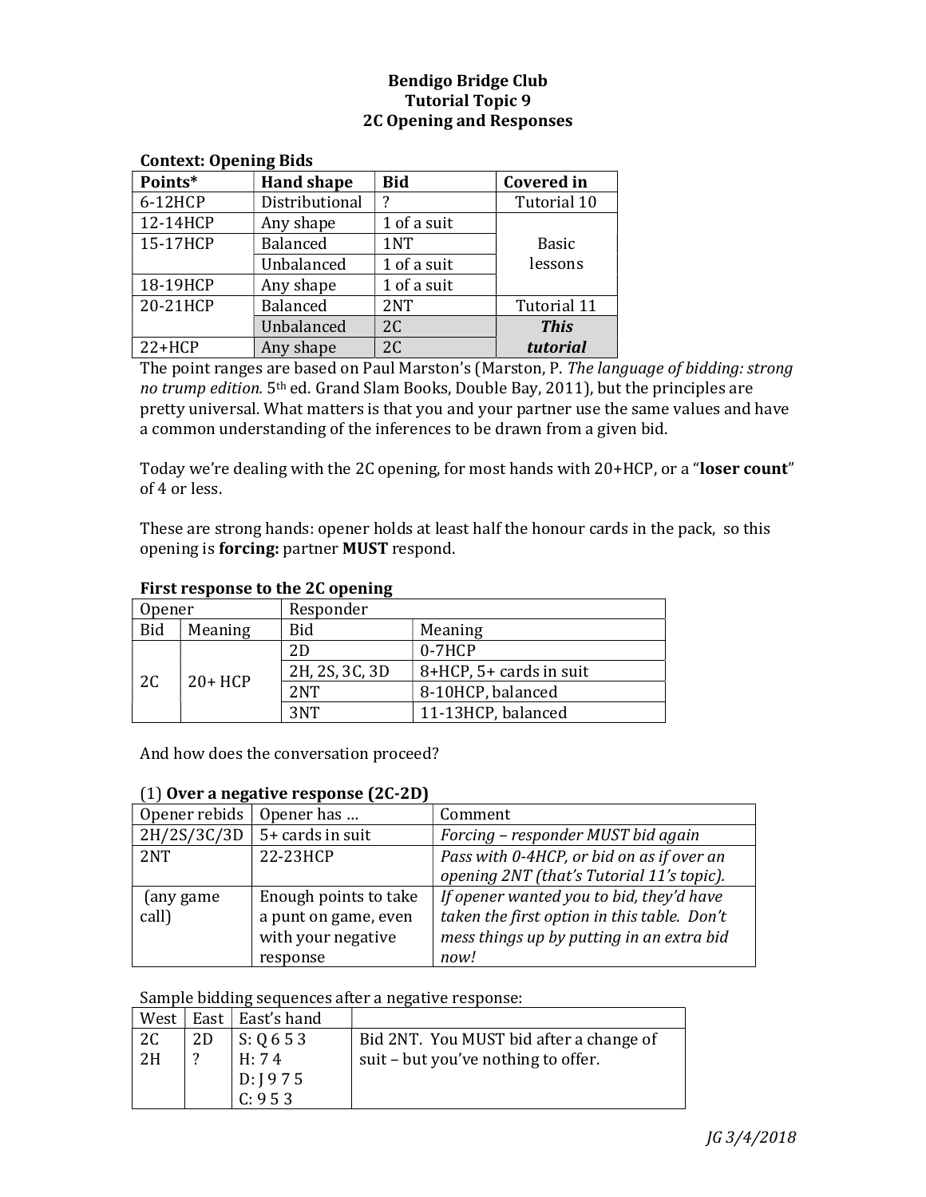# Bendigo Bridge Club
## Tutorial Topic 9
## 2C Opening and Responses

### Context: Opening Bids

| Points* | Hand shape | Bid | Covered in |
|---|---|---|---|
| 6-12HCP | Distributional | ? | Tutorial 10 |
| 12-14HCP | Any shape | 1 of a suit | Basic lessons |
| 15-17HCP | Balanced | 1NT | |
| | Unbalanced | 1 of a suit | |
| 18-19HCP | Any shape | 1 of a suit | |
| 20-21HCP | Balanced | 2NT | Tutorial 11 |
| | Unbalanced | 2C | ***This tutorial*** |
| 22+HCP | Any shape | 2C | |

The point ranges are based on Paul Marston's (Marston, P. *The language of bidding: strong no trump edition.* 5th ed. Grand Slam Books, Double Bay, 2011), but the principles are pretty universal. What matters is that you and your partner use the same values and have a common understanding of the inferences to be drawn from a given bid.

Today we're dealing with the 2C opening, for most hands with 20+HCP, or a "**loser count**" of 4 or less.

These are strong hands: opener holds at least half the honour cards in the pack, so this opening is **forcing:** partner **MUST** respond.

### First response to the 2C opening

| Opener | | Responder | |
|---|---|---|---|
| Bid | Meaning | Bid | Meaning |
| 2C | 20+ HCP | 2D | 0-7HCP |
| | | 2H, 2S, 3C, 3D | 8+HCP, 5+ cards in suit |
| | | 2NT | 8-10HCP, balanced |
| | | 3NT | 11-13HCP, balanced |

And how does the conversation proceed?

### (1) Over a negative response (2C-2D)

| Opener rebids | Opener has … | Comment |
|---|---|---|
| 2H/2S/3C/3D | 5+ cards in suit | *Forcing – responder MUST bid again* |
| 2NT | 22-23HCP | *Pass with 0-4HCP, or bid on as if over an opening 2NT (that's Tutorial 11's topic).* |
| (any game call) | Enough points to take a punt on game, even with your negative response | *If opener wanted you to bid, they'd have taken the first option in this table. Don't mess things up by putting in an extra bid now!* |

Sample bidding sequences after a negative response:

| West | East | East's hand | |
|---|---|---|---|
| 2C<br>2H | 2D<br>? | S: Q 6 5 3<br>H: 7 4<br>D: J 9 7 5<br>C: 9 5 3 | Bid 2NT. You MUST bid after a change of suit – but you've nothing to offer. |

*JG 3/4/2018*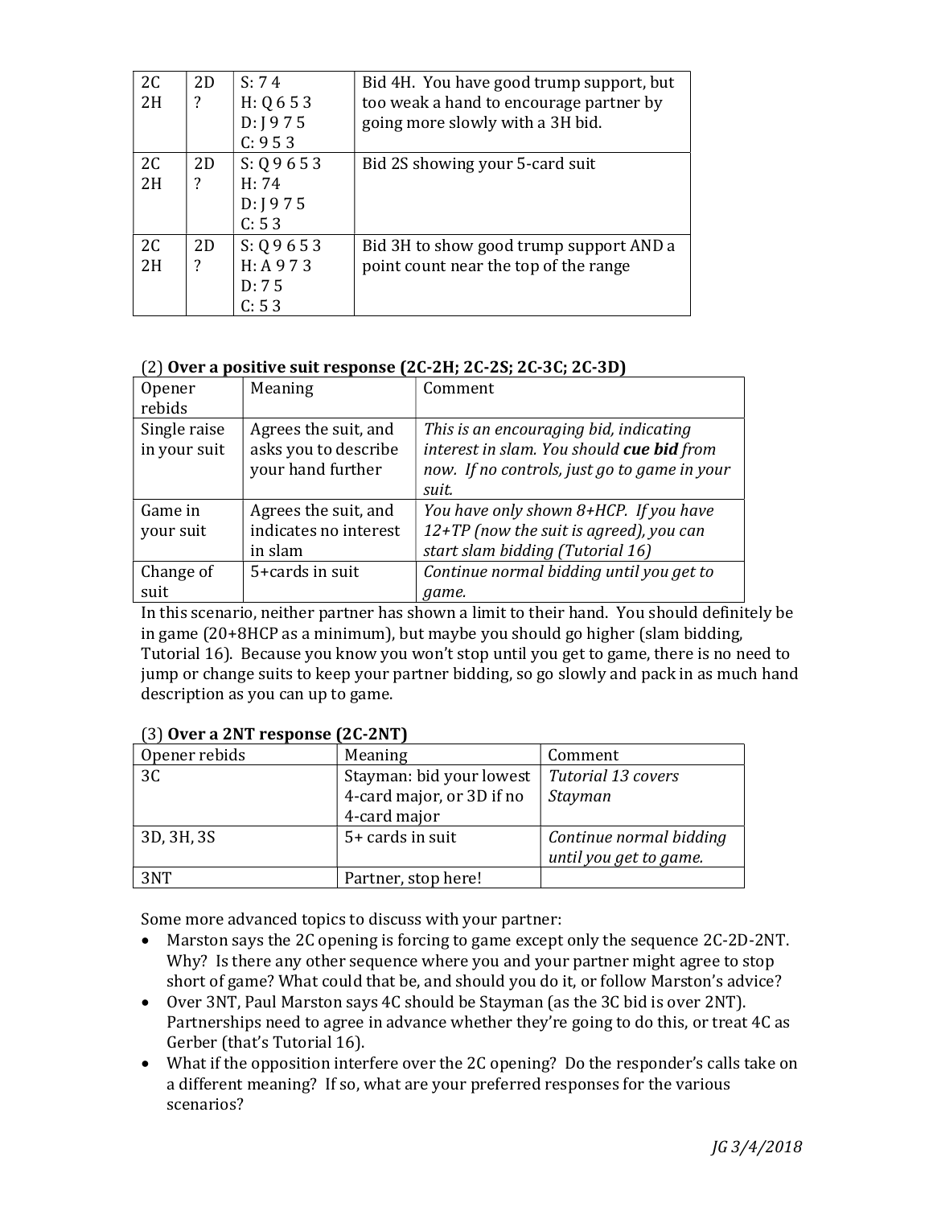| | | | |
|---|---|---|---|
| 2C<br>2H | 2D<br>? | S: 7 4<br>H: Q 6 5 3<br>D: J 9 7 5<br>C: 9 5 3 | Bid 4H. You have good trump support, but too weak a hand to encourage partner by going more slowly with a 3H bid. |
| 2C<br>2H | 2D<br>? | S: Q 9 6 5 3<br>H: 74<br>D: J 9 7 5<br>C: 5 3 | Bid 2S showing your 5-card suit |
| 2C<br>2H | 2D<br>? | S: Q 9 6 5 3<br>H: A 9 7 3<br>D: 7 5<br>C: 5 3 | Bid 3H to show good trump support AND a point count near the top of the range |

(2) **Over a positive suit response (2C-2H; 2C-2S; 2C-3C; 2C-3D)**

| Opener rebids | Meaning | Comment |
|---|---|---|
| Single raise in your suit | Agrees the suit, and asks you to describe your hand further | *This is an encouraging bid, indicating interest in slam. You should **cue bid** from now. If no controls, just go to game in your suit.* |
| Game in your suit | Agrees the suit, and indicates no interest in slam | *You have only shown 8+HCP. If you have 12+TP (now the suit is agreed), you can start slam bidding (Tutorial 16)* |
| Change of suit | 5+cards in suit | *Continue normal bidding until you get to game.* |

In this scenario, neither partner has shown a limit to their hand. You should definitely be in game (20+8HCP as a minimum), but maybe you should go higher (slam bidding, Tutorial 16). Because you know you won't stop until you get to game, there is no need to jump or change suits to keep your partner bidding, so go slowly and pack in as much hand description as you can up to game.

(3) **Over a 2NT response (2C-2NT)**

| Opener rebids | Meaning | Comment |
|---|---|---|
| 3C | Stayman: bid your lowest 4-card major, or 3D if no 4-card major | *Tutorial 13 covers Stayman* |
| 3D, 3H, 3S | 5+ cards in suit | *Continue normal bidding until you get to game.* |
| 3NT | Partner, stop here! | |

Some more advanced topics to discuss with your partner:

- Marston says the 2C opening is forcing to game except only the sequence 2C-2D-2NT. Why? Is there any other sequence where you and your partner might agree to stop short of game? What could that be, and should you do it, or follow Marston's advice?
- Over 3NT, Paul Marston says 4C should be Stayman (as the 3C bid is over 2NT). Partnerships need to agree in advance whether they're going to do this, or treat 4C as Gerber (that's Tutorial 16).
- What if the opposition interfere over the 2C opening? Do the responder's calls take on a different meaning? If so, what are your preferred responses for the various scenarios?

*JG 3/4/2018*